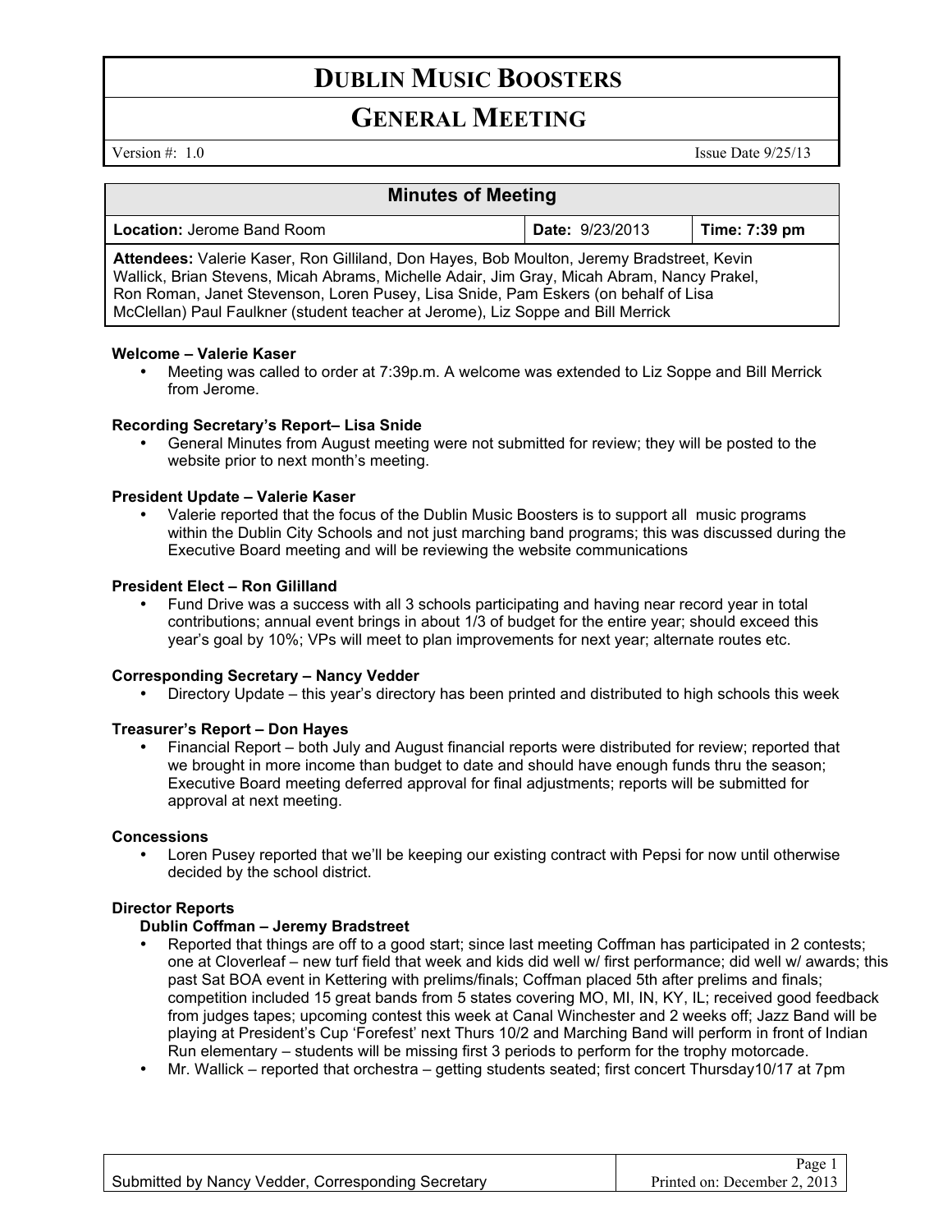# DUBLIN MUSIC BOOSTERS

## GENERAL MEETING

Version #: 1.0 Issue Date 9/25/13

| Minutes of Meeting | | |
|---|---|---|
| **Location:** Jerome Band Room | **Date:** 9/23/2013 | **Time: 7:39 pm** |
| **Attendees:** Valerie Kaser, Ron Gilliland, Don Hayes, Bob Moulton, Jeremy Bradstreet, Kevin Wallick, Brian Stevens, Micah Abrams, Michelle Adair, Jim Gray, Micah Abram, Nancy Prakel, Ron Roman, Janet Stevenson, Loren Pusey, Lisa Snide, Pam Eskers (on behalf of Lisa McClellan) Paul Faulkner (student teacher at Jerome), Liz Soppe and Bill Merrick | | |

**Welcome – Valerie Kaser**

- Meeting was called to order at 7:39p.m. A welcome was extended to Liz Soppe and Bill Merrick from Jerome.

**Recording Secretary's Report– Lisa Snide**

- General Minutes from August meeting were not submitted for review; they will be posted to the website prior to next month's meeting.

**President Update – Valerie Kaser**

- Valerie reported that the focus of the Dublin Music Boosters is to support all music programs within the Dublin City Schools and not just marching band programs; this was discussed during the Executive Board meeting and will be reviewing the website communications

**President Elect – Ron Gililland**

- Fund Drive was a success with all 3 schools participating and having near record year in total contributions; annual event brings in about 1/3 of budget for the entire year; should exceed this year's goal by 10%; VPs will meet to plan improvements for next year; alternate routes etc.

**Corresponding Secretary – Nancy Vedder**

- Directory Update – this year's directory has been printed and distributed to high schools this week

**Treasurer's Report – Don Hayes**

- Financial Report – both July and August financial reports were distributed for review; reported that we brought in more income than budget to date and should have enough funds thru the season; Executive Board meeting deferred approval for final adjustments; reports will be submitted for approval at next meeting.

**Concessions**

- Loren Pusey reported that we'll be keeping our existing contract with Pepsi for now until otherwise decided by the school district.

**Director Reports**

**Dublin Coffman – Jeremy Bradstreet**

- Reported that things are off to a good start; since last meeting Coffman has participated in 2 contests; one at Cloverleaf – new turf field that week and kids did well w/ first performance; did well w/ awards; this past Sat BOA event in Kettering with prelims/finals; Coffman placed 5th after prelims and finals; competition included 15 great bands from 5 states covering MO, MI, IN, KY, IL; received good feedback from judges tapes; upcoming contest this week at Canal Winchester and 2 weeks off; Jazz Band will be playing at President's Cup 'Forefest' next Thurs 10/2 and Marching Band will perform in front of Indian Run elementary – students will be missing first 3 periods to perform for the trophy motorcade.
- Mr. Wallick – reported that orchestra – getting students seated; first concert Thursday10/17 at 7pm

Submitted by Nancy Vedder, Corresponding Secretary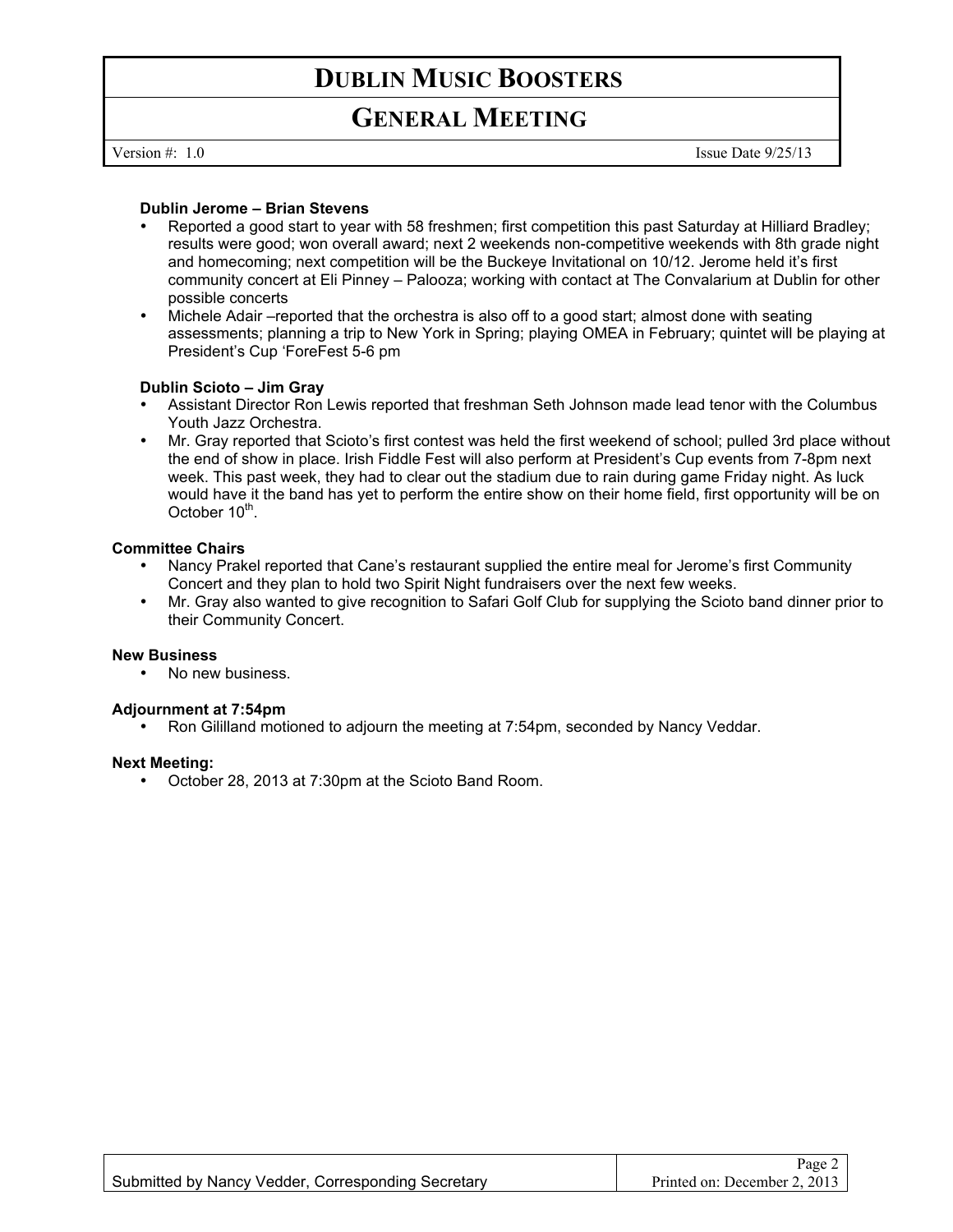**Dublin Jerome – Brian Stevens**

- Reported a good start to year with 58 freshmen; first competition this past Saturday at Hilliard Bradley; results were good; won overall award; next 2 weekends non-competitive weekends with 8th grade night and homecoming; next competition will be the Buckeye Invitational on 10/12. Jerome held it's first community concert at Eli Pinney – Palooza; working with contact at The Convalarium at Dublin for other possible concerts
- Michele Adair –reported that the orchestra is also off to a good start; almost done with seating assessments; planning a trip to New York in Spring; playing OMEA in February; quintet will be playing at President's Cup 'ForeFest 5-6 pm

**Dublin Scioto – Jim Gray**

- Assistant Director Ron Lewis reported that freshman Seth Johnson made lead tenor with the Columbus Youth Jazz Orchestra.
- Mr. Gray reported that Scioto's first contest was held the first weekend of school; pulled 3rd place without the end of show in place. Irish Fiddle Fest will also perform at President's Cup events from 7-8pm next week. This past week, they had to clear out the stadium due to rain during game Friday night. As luck would have it the band has yet to perform the entire show on their home field, first opportunity will be on October 10th.

**Committee Chairs**

- Nancy Prakel reported that Cane's restaurant supplied the entire meal for Jerome's first Community Concert and they plan to hold two Spirit Night fundraisers over the next few weeks.
- Mr. Gray also wanted to give recognition to Safari Golf Club for supplying the Scioto band dinner prior to their Community Concert.

**New Business**

- No new business.

**Adjournment at 7:54pm**

- Ron Gililland motioned to adjourn the meeting at 7:54pm, seconded by Nancy Veddar.

**Next Meeting:**

- October 28, 2013 at 7:30pm at the Scioto Band Room.

Submitted by Nancy Vedder, Corresponding Secretary